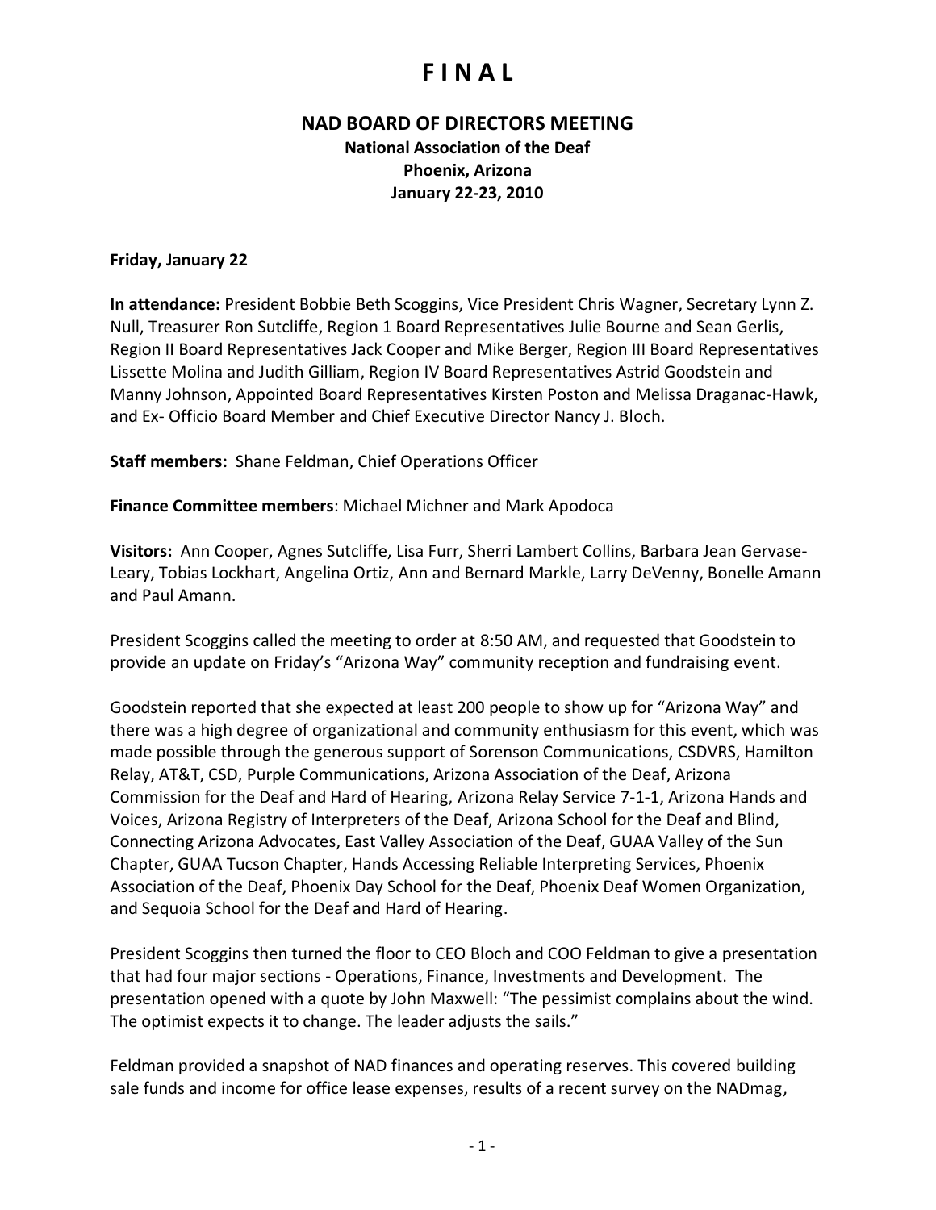# F I N A L

## NAD BOARD OF DIRECTORS MEETING

**National Association of the Deaf**
**Phoenix, Arizona**
**January 22-23, 2010**

**Friday, January 22**

**In attendance:** President Bobbie Beth Scoggins, Vice President Chris Wagner, Secretary Lynn Z. Null, Treasurer Ron Sutcliffe, Region 1 Board Representatives Julie Bourne and Sean Gerlis, Region II Board Representatives Jack Cooper and Mike Berger, Region III Board Representatives Lissette Molina and Judith Gilliam, Region IV Board Representatives Astrid Goodstein and Manny Johnson, Appointed Board Representatives Kirsten Poston and Melissa Draganac-Hawk, and Ex- Officio Board Member and Chief Executive Director Nancy J. Bloch.

**Staff members:** Shane Feldman, Chief Operations Officer

**Finance Committee members**: Michael Michner and Mark Apodoca

**Visitors:** Ann Cooper, Agnes Sutcliffe, Lisa Furr, Sherri Lambert Collins, Barbara Jean Gervase-Leary, Tobias Lockhart, Angelina Ortiz, Ann and Bernard Markle, Larry DeVenny, Bonelle Amann and Paul Amann.

President Scoggins called the meeting to order at 8:50 AM, and requested that Goodstein to provide an update on Friday's "Arizona Way" community reception and fundraising event.

Goodstein reported that she expected at least 200 people to show up for "Arizona Way" and there was a high degree of organizational and community enthusiasm for this event, which was made possible through the generous support of Sorenson Communications, CSDVRS, Hamilton Relay, AT&T, CSD, Purple Communications, Arizona Association of the Deaf, Arizona Commission for the Deaf and Hard of Hearing, Arizona Relay Service 7-1-1, Arizona Hands and Voices, Arizona Registry of Interpreters of the Deaf, Arizona School for the Deaf and Blind, Connecting Arizona Advocates, East Valley Association of the Deaf, GUAA Valley of the Sun Chapter, GUAA Tucson Chapter, Hands Accessing Reliable Interpreting Services, Phoenix Association of the Deaf, Phoenix Day School for the Deaf, Phoenix Deaf Women Organization, and Sequoia School for the Deaf and Hard of Hearing.

President Scoggins then turned the floor to CEO Bloch and COO Feldman to give a presentation that had four major sections - Operations, Finance, Investments and Development. The presentation opened with a quote by John Maxwell: "The pessimist complains about the wind. The optimist expects it to change. The leader adjusts the sails."

Feldman provided a snapshot of NAD finances and operating reserves. This covered building sale funds and income for office lease expenses, results of a recent survey on the NADmag,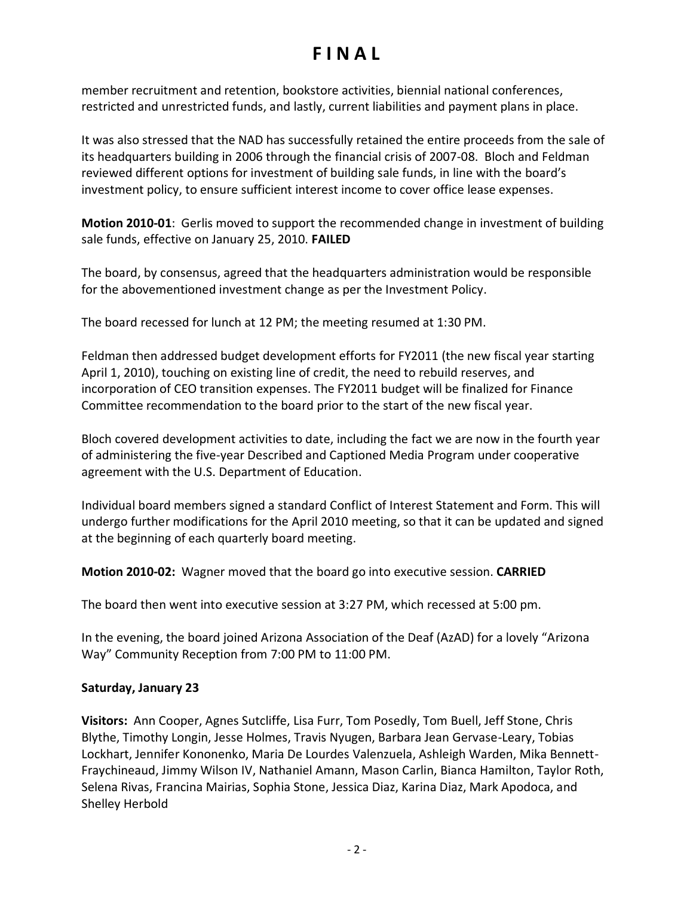# F I N A L

member recruitment and retention, bookstore activities, biennial national conferences, restricted and unrestricted funds, and lastly, current liabilities and payment plans in place.

It was also stressed that the NAD has successfully retained the entire proceeds from the sale of its headquarters building in 2006 through the financial crisis of 2007-08. Bloch and Feldman reviewed different options for investment of building sale funds, in line with the board's investment policy, to ensure sufficient interest income to cover office lease expenses.

**Motion 2010-01**: Gerlis moved to support the recommended change in investment of building sale funds, effective on January 25, 2010. **FAILED**

The board, by consensus, agreed that the headquarters administration would be responsible for the abovementioned investment change as per the Investment Policy.

The board recessed for lunch at 12 PM; the meeting resumed at 1:30 PM.

Feldman then addressed budget development efforts for FY2011 (the new fiscal year starting April 1, 2010), touching on existing line of credit, the need to rebuild reserves, and incorporation of CEO transition expenses. The FY2011 budget will be finalized for Finance Committee recommendation to the board prior to the start of the new fiscal year.

Bloch covered development activities to date, including the fact we are now in the fourth year of administering the five-year Described and Captioned Media Program under cooperative agreement with the U.S. Department of Education.

Individual board members signed a standard Conflict of Interest Statement and Form. This will undergo further modifications for the April 2010 meeting, so that it can be updated and signed at the beginning of each quarterly board meeting.

**Motion 2010-02:** Wagner moved that the board go into executive session. **CARRIED**

The board then went into executive session at 3:27 PM, which recessed at 5:00 pm.

In the evening, the board joined Arizona Association of the Deaf (AzAD) for a lovely "Arizona Way" Community Reception from 7:00 PM to 11:00 PM.

**Saturday, January 23**

**Visitors:** Ann Cooper, Agnes Sutcliffe, Lisa Furr, Tom Posedly, Tom Buell, Jeff Stone, Chris Blythe, Timothy Longin, Jesse Holmes, Travis Nyugen, Barbara Jean Gervase-Leary, Tobias Lockhart, Jennifer Kononenko, Maria De Lourdes Valenzuela, Ashleigh Warden, Mika Bennett-Fraychineaud, Jimmy Wilson IV, Nathaniel Amann, Mason Carlin, Bianca Hamilton, Taylor Roth, Selena Rivas, Francina Mairias, Sophia Stone, Jessica Diaz, Karina Diaz, Mark Apodoca, and Shelley Herbold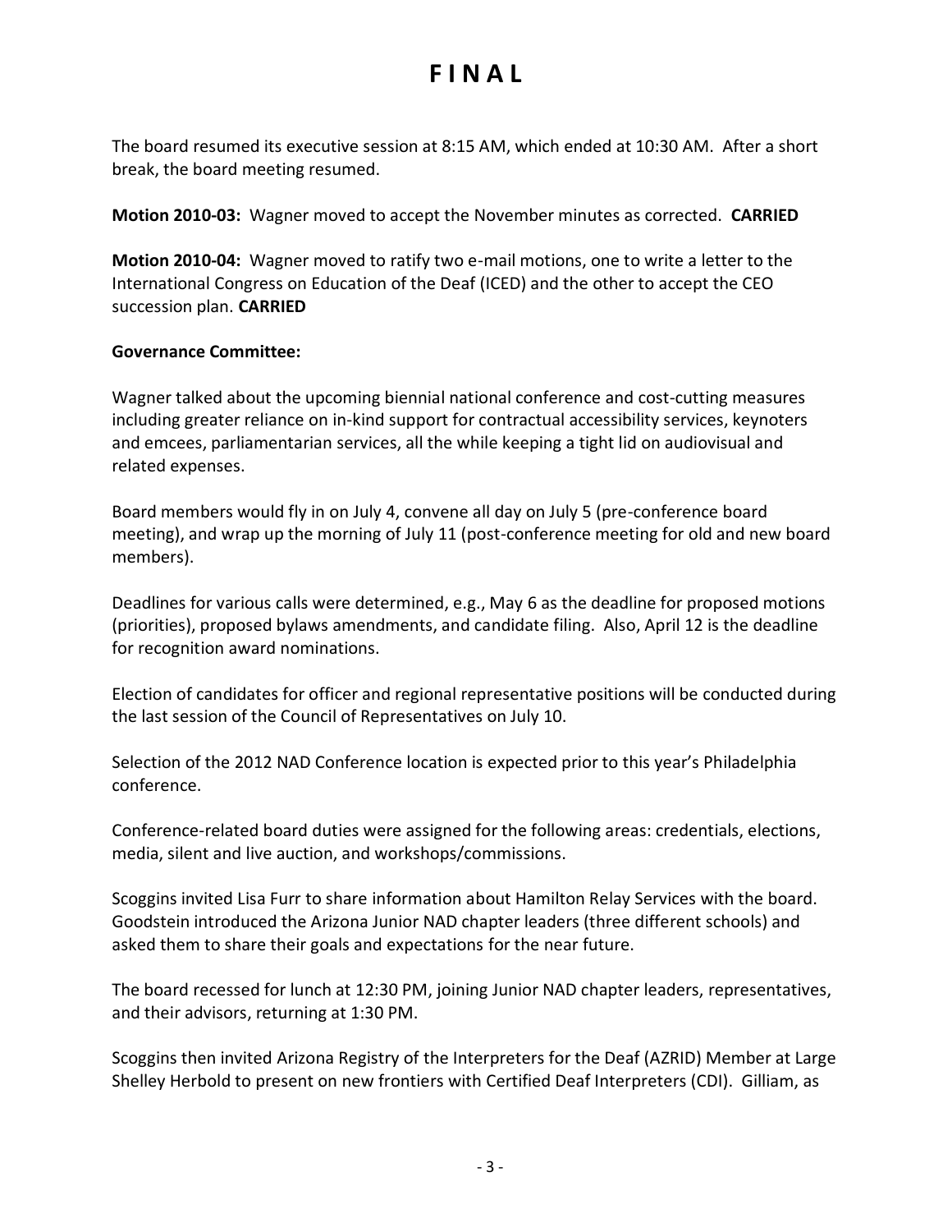# FINAL

The board resumed its executive session at 8:15 AM, which ended at 10:30 AM. After a short break, the board meeting resumed.

**Motion 2010-03:** Wagner moved to accept the November minutes as corrected. **CARRIED**

**Motion 2010-04:** Wagner moved to ratify two e-mail motions, one to write a letter to the International Congress on Education of the Deaf (ICED) and the other to accept the CEO succession plan. **CARRIED**

**Governance Committee:**

Wagner talked about the upcoming biennial national conference and cost-cutting measures including greater reliance on in-kind support for contractual accessibility services, keynoters and emcees, parliamentarian services, all the while keeping a tight lid on audiovisual and related expenses.

Board members would fly in on July 4, convene all day on July 5 (pre-conference board meeting), and wrap up the morning of July 11 (post-conference meeting for old and new board members).

Deadlines for various calls were determined, e.g., May 6 as the deadline for proposed motions (priorities), proposed bylaws amendments, and candidate filing. Also, April 12 is the deadline for recognition award nominations.

Election of candidates for officer and regional representative positions will be conducted during the last session of the Council of Representatives on July 10.

Selection of the 2012 NAD Conference location is expected prior to this year's Philadelphia conference.

Conference-related board duties were assigned for the following areas: credentials, elections, media, silent and live auction, and workshops/commissions.

Scoggins invited Lisa Furr to share information about Hamilton Relay Services with the board. Goodstein introduced the Arizona Junior NAD chapter leaders (three different schools) and asked them to share their goals and expectations for the near future.

The board recessed for lunch at 12:30 PM, joining Junior NAD chapter leaders, representatives, and their advisors, returning at 1:30 PM.

Scoggins then invited Arizona Registry of the Interpreters for the Deaf (AZRID) Member at Large Shelley Herbold to present on new frontiers with Certified Deaf Interpreters (CDI). Gilliam, as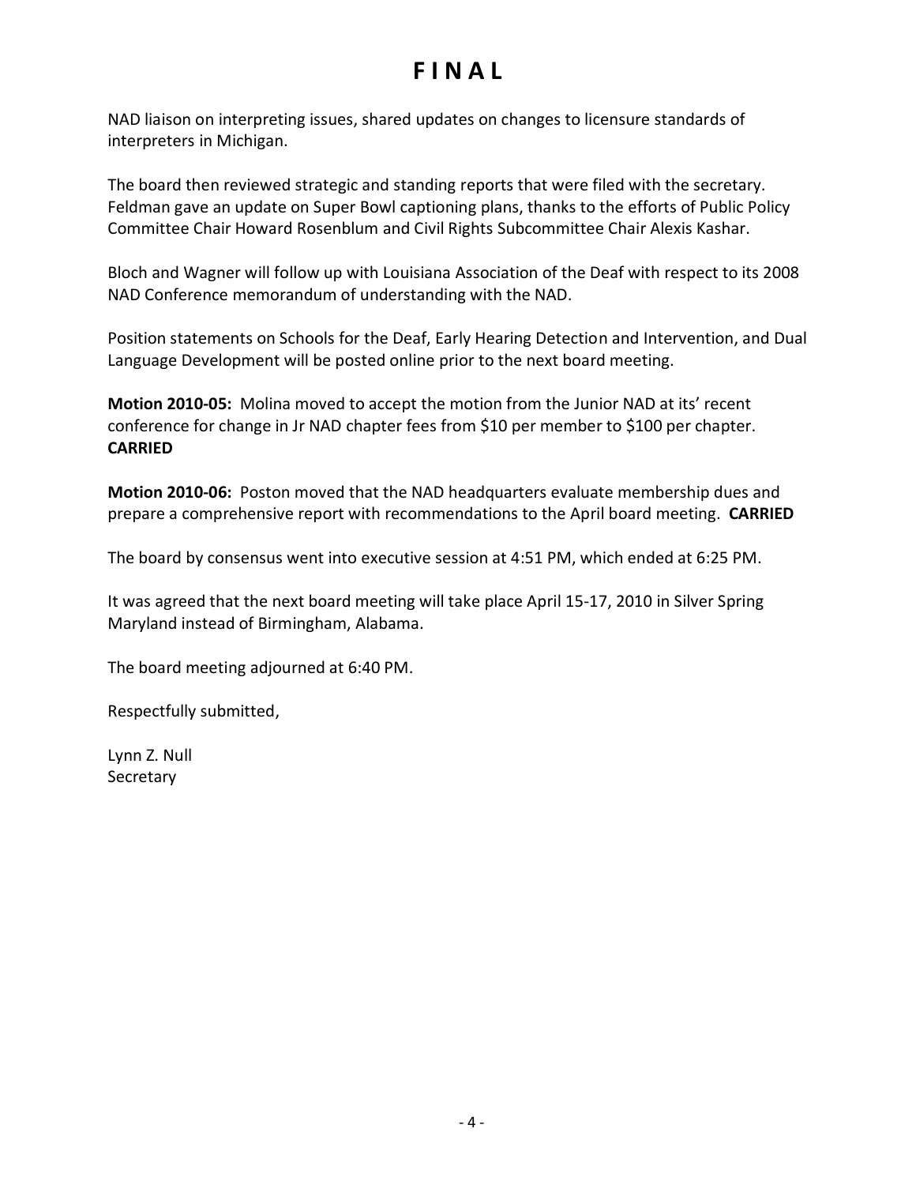# F I N A L

NAD liaison on interpreting issues, shared updates on changes to licensure standards of interpreters in Michigan.

The board then reviewed strategic and standing reports that were filed with the secretary. Feldman gave an update on Super Bowl captioning plans, thanks to the efforts of Public Policy Committee Chair Howard Rosenblum and Civil Rights Subcommittee Chair Alexis Kashar.

Bloch and Wagner will follow up with Louisiana Association of the Deaf with respect to its 2008 NAD Conference memorandum of understanding with the NAD.

Position statements on Schools for the Deaf, Early Hearing Detection and Intervention, and Dual Language Development will be posted online prior to the next board meeting.

**Motion 2010-05:** Molina moved to accept the motion from the Junior NAD at its' recent conference for change in Jr NAD chapter fees from $10 per member to $100 per chapter. **CARRIED**

**Motion 2010-06:** Poston moved that the NAD headquarters evaluate membership dues and prepare a comprehensive report with recommendations to the April board meeting. **CARRIED**

The board by consensus went into executive session at 4:51 PM, which ended at 6:25 PM.

It was agreed that the next board meeting will take place April 15-17, 2010 in Silver Spring Maryland instead of Birmingham, Alabama.

The board meeting adjourned at 6:40 PM.

Respectfully submitted,

Lynn Z. Null
Secretary